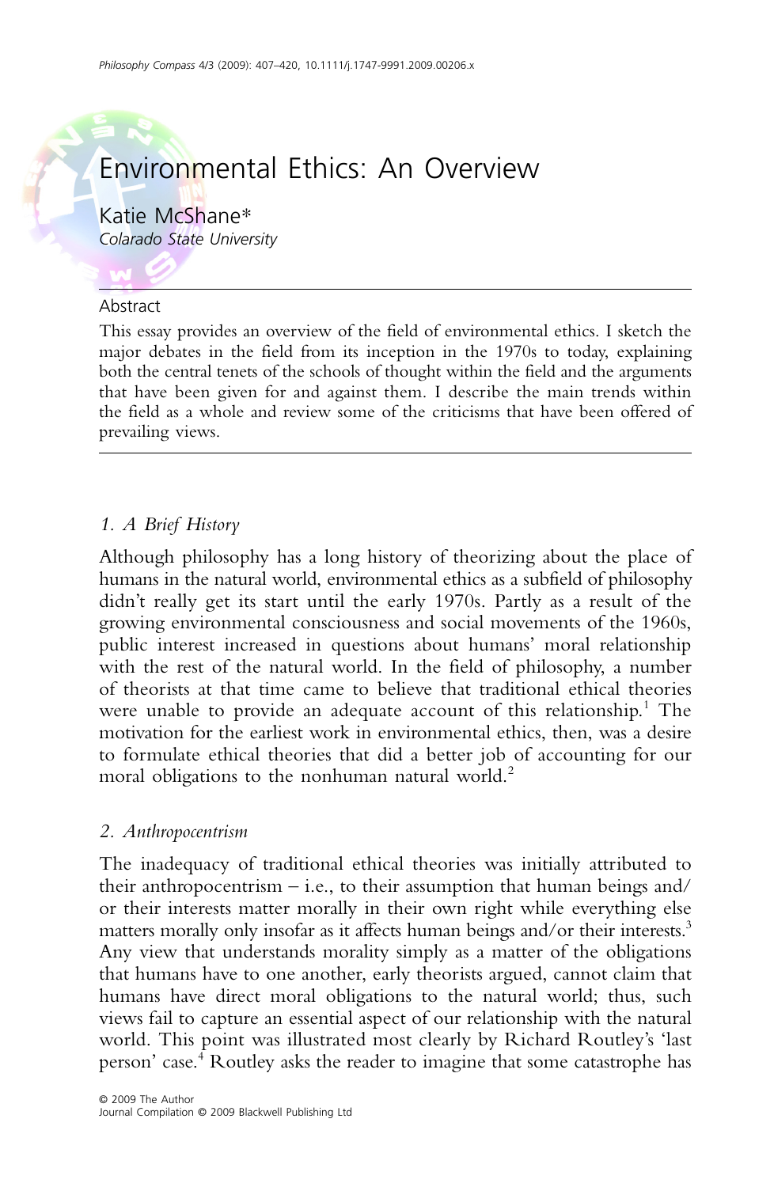# Environmental Ethics: An Overview

Katie McShane*
*Colorado State University*

## Abstract

This essay provides an overview of the field of environmental ethics. I sketch the major debates in the field from its inception in the 1970s to today, explaining both the central tenets of the schools of thought within the field and the arguments that have been given for and against them. I describe the main trends within the field as a whole and review some of the criticisms that have been offered of prevailing views.

## *1. A Brief History*

Although philosophy has a long history of theorizing about the place of humans in the natural world, environmental ethics as a subfield of philosophy didn't really get its start until the early 1970s. Partly as a result of the growing environmental consciousness and social movements of the 1960s, public interest increased in questions about humans' moral relationship with the rest of the natural world. In the field of philosophy, a number of theorists at that time came to believe that traditional ethical theories were unable to provide an adequate account of this relationship.[1] The motivation for the earliest work in environmental ethics, then, was a desire to formulate ethical theories that did a better job of accounting for our moral obligations to the nonhuman natural world.[2]

## *2. Anthropocentrism*

The inadequacy of traditional ethical theories was initially attributed to their anthropocentrism – i.e., to their assumption that human beings and/or their interests matter morally in their own right while everything else matters morally only insofar as it affects human beings and/or their interests.[3] Any view that understands morality simply as a matter of the obligations that humans have to one another, early theorists argued, cannot claim that humans have direct moral obligations to the natural world; thus, such views fail to capture an essential aspect of our relationship with the natural world. This point was illustrated most clearly by Richard Routley's 'last person' case.[4] Routley asks the reader to imagine that some catastrophe has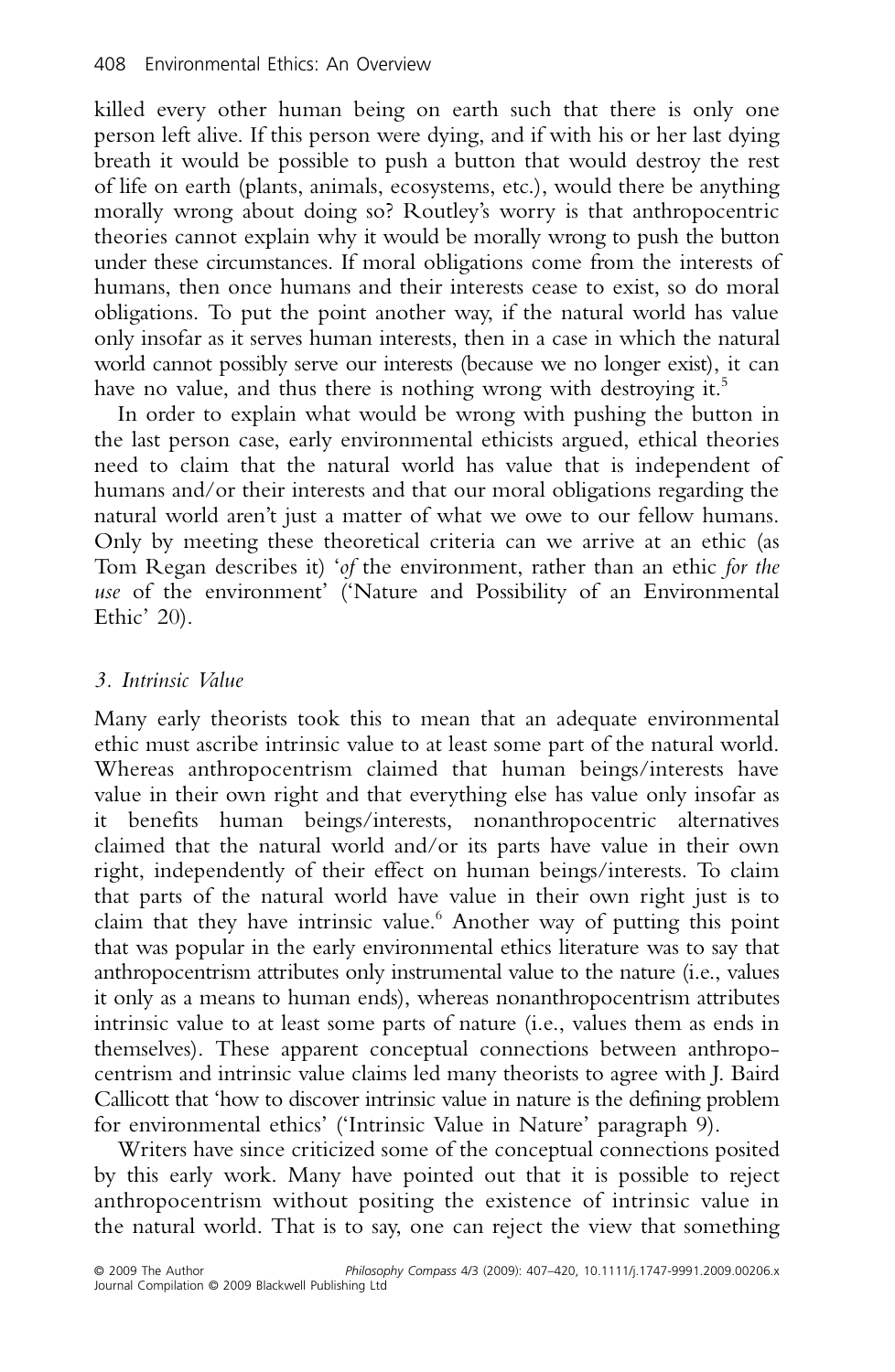killed every other human being on earth such that there is only one person left alive. If this person were dying, and if with his or her last dying breath it would be possible to push a button that would destroy the rest of life on earth (plants, animals, ecosystems, etc.), would there be anything morally wrong about doing so? Routley's worry is that anthropocentric theories cannot explain why it would be morally wrong to push the button under these circumstances. If moral obligations come from the interests of humans, then once humans and their interests cease to exist, so do moral obligations. To put the point another way, if the natural world has value only insofar as it serves human interests, then in a case in which the natural world cannot possibly serve our interests (because we no longer exist), it can have no value, and thus there is nothing wrong with destroying it.[5]

In order to explain what would be wrong with pushing the button in the last person case, early environmental ethicists argued, ethical theories need to claim that the natural world has value that is independent of humans and/or their interests and that our moral obligations regarding the natural world aren't just a matter of what we owe to our fellow humans. Only by meeting these theoretical criteria can we arrive at an ethic (as Tom Regan describes it) '*of* the environment, rather than an ethic *for the use* of the environment' ('Nature and Possibility of an Environmental Ethic' 20).

### *3. Intrinsic Value*

Many early theorists took this to mean that an adequate environmental ethic must ascribe intrinsic value to at least some part of the natural world. Whereas anthropocentrism claimed that human beings/interests have value in their own right and that everything else has value only insofar as it benefits human beings/interests, nonanthropocentric alternatives claimed that the natural world and/or its parts have value in their own right, independently of their effect on human beings/interests. To claim that parts of the natural world have value in their own right just is to claim that they have intrinsic value.[6] Another way of putting this point that was popular in the early environmental ethics literature was to say that anthropocentrism attributes only instrumental value to the nature (i.e., values it only as a means to human ends), whereas nonanthropocentrism attributes intrinsic value to at least some parts of nature (i.e., values them as ends in themselves). These apparent conceptual connections between anthropocentrism and intrinsic value claims led many theorists to agree with J. Baird Callicott that 'how to discover intrinsic value in nature is the defining problem for environmental ethics' ('Intrinsic Value in Nature' paragraph 9).

Writers have since criticized some of the conceptual connections posited by this early work. Many have pointed out that it is possible to reject anthropocentrism without positing the existence of intrinsic value in the natural world. That is to say, one can reject the view that something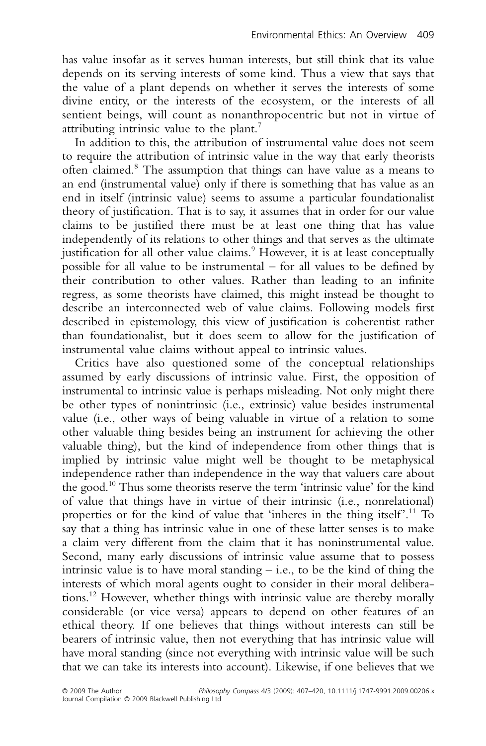has value insofar as it serves human interests, but still think that its value depends on its serving interests of some kind. Thus a view that says that the value of a plant depends on whether it serves the interests of some divine entity, or the interests of the ecosystem, or the interests of all sentient beings, will count as nonanthropocentric but not in virtue of attributing intrinsic value to the plant.[7]

In addition to this, the attribution of instrumental value does not seem to require the attribution of intrinsic value in the way that early theorists often claimed.[8] The assumption that things can have value as a means to an end (instrumental value) only if there is something that has value as an end in itself (intrinsic value) seems to assume a particular foundationalist theory of justification. That is to say, it assumes that in order for our value claims to be justified there must be at least one thing that has value independently of its relations to other things and that serves as the ultimate justification for all other value claims.[9] However, it is at least conceptually possible for all value to be instrumental – for all values to be defined by their contribution to other values. Rather than leading to an infinite regress, as some theorists have claimed, this might instead be thought to describe an interconnected web of value claims. Following models first described in epistemology, this view of justification is coherentist rather than foundationalist, but it does seem to allow for the justification of instrumental value claims without appeal to intrinsic values.

Critics have also questioned some of the conceptual relationships assumed by early discussions of intrinsic value. First, the opposition of instrumental to intrinsic value is perhaps misleading. Not only might there be other types of nonintrinsic (i.e., extrinsic) value besides instrumental value (i.e., other ways of being valuable in virtue of a relation to some other valuable thing besides being an instrument for achieving the other valuable thing), but the kind of independence from other things that is implied by intrinsic value might well be thought to be metaphysical independence rather than independence in the way that valuers care about the good.[10] Thus some theorists reserve the term 'intrinsic value' for the kind of value that things have in virtue of their intrinsic (i.e., nonrelational) properties or for the kind of value that 'inheres in the thing itself'.[11] To say that a thing has intrinsic value in one of these latter senses is to make a claim very different from the claim that it has noninstrumental value. Second, many early discussions of intrinsic value assume that to possess intrinsic value is to have moral standing – i.e., to be the kind of thing the interests of which moral agents ought to consider in their moral deliberations.[12] However, whether things with intrinsic value are thereby morally considerable (or vice versa) appears to depend on other features of an ethical theory. If one believes that things without interests can still be bearers of intrinsic value, then not everything that has intrinsic value will have moral standing (since not everything with intrinsic value will be such that we can take its interests into account). Likewise, if one believes that we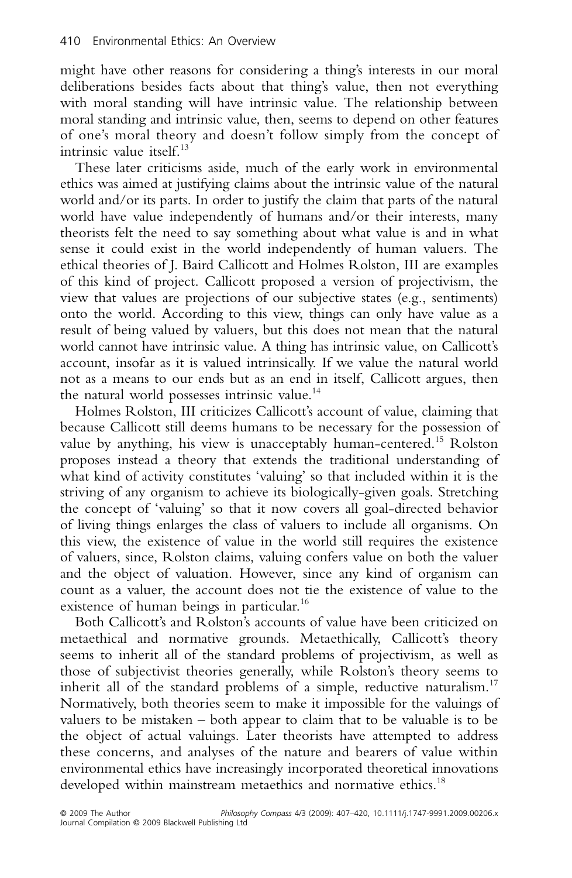might have other reasons for considering a thing's interests in our moral deliberations besides facts about that thing's value, then not everything with moral standing will have intrinsic value. The relationship between moral standing and intrinsic value, then, seems to depend on other features of one's moral theory and doesn't follow simply from the concept of intrinsic value itself.[13]

These later criticisms aside, much of the early work in environmental ethics was aimed at justifying claims about the intrinsic value of the natural world and/or its parts. In order to justify the claim that parts of the natural world have value independently of humans and/or their interests, many theorists felt the need to say something about what value is and in what sense it could exist in the world independently of human valuers. The ethical theories of J. Baird Callicott and Holmes Rolston, III are examples of this kind of project. Callicott proposed a version of projectivism, the view that values are projections of our subjective states (e.g., sentiments) onto the world. According to this view, things can only have value as a result of being valued by valuers, but this does not mean that the natural world cannot have intrinsic value. A thing has intrinsic value, on Callicott's account, insofar as it is valued intrinsically. If we value the natural world not as a means to our ends but as an end in itself, Callicott argues, then the natural world possesses intrinsic value.[14]

Holmes Rolston, III criticizes Callicott's account of value, claiming that because Callicott still deems humans to be necessary for the possession of value by anything, his view is unacceptably human-centered.[15] Rolston proposes instead a theory that extends the traditional understanding of what kind of activity constitutes 'valuing' so that included within it is the striving of any organism to achieve its biologically-given goals. Stretching the concept of 'valuing' so that it now covers all goal-directed behavior of living things enlarges the class of valuers to include all organisms. On this view, the existence of value in the world still requires the existence of valuers, since, Rolston claims, valuing confers value on both the valuer and the object of valuation. However, since any kind of organism can count as a valuer, the account does not tie the existence of value to the existence of human beings in particular.[16]

Both Callicott's and Rolston's accounts of value have been criticized on metaethical and normative grounds. Metaethically, Callicott's theory seems to inherit all of the standard problems of projectivism, as well as those of subjectivist theories generally, while Rolston's theory seems to inherit all of the standard problems of a simple, reductive naturalism.[17] Normatively, both theories seem to make it impossible for the valuings of valuers to be mistaken – both appear to claim that to be valuable is to be the object of actual valuings. Later theorists have attempted to address these concerns, and analyses of the nature and bearers of value within environmental ethics have increasingly incorporated theoretical innovations developed within mainstream metaethics and normative ethics.[18]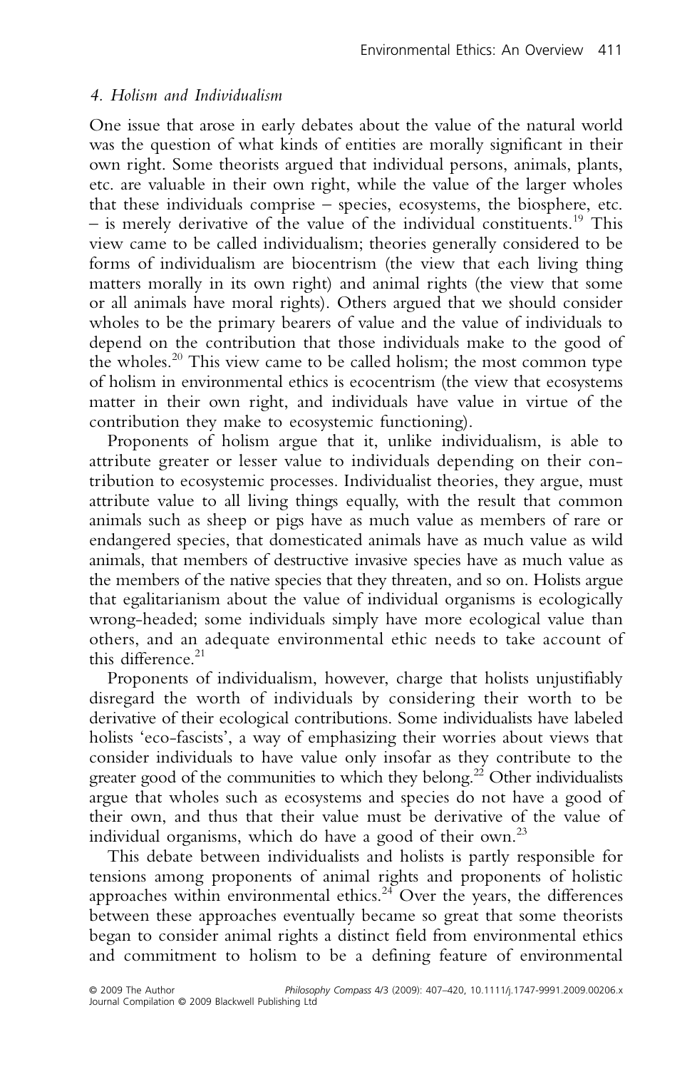### *4. Holism and Individualism*

One issue that arose in early debates about the value of the natural world was the question of what kinds of entities are morally significant in their own right. Some theorists argued that individual persons, animals, plants, etc. are valuable in their own right, while the value of the larger wholes that these individuals comprise – species, ecosystems, the biosphere, etc. – is merely derivative of the value of the individual constituents.[19] This view came to be called individualism; theories generally considered to be forms of individualism are biocentrism (the view that each living thing matters morally in its own right) and animal rights (the view that some or all animals have moral rights). Others argued that we should consider wholes to be the primary bearers of value and the value of individuals to depend on the contribution that those individuals make to the good of the wholes.[20] This view came to be called holism; the most common type of holism in environmental ethics is ecocentrism (the view that ecosystems matter in their own right, and individuals have value in virtue of the contribution they make to ecosystemic functioning).

Proponents of holism argue that it, unlike individualism, is able to attribute greater or lesser value to individuals depending on their contribution to ecosystemic processes. Individualist theories, they argue, must attribute value to all living things equally, with the result that common animals such as sheep or pigs have as much value as members of rare or endangered species, that domesticated animals have as much value as wild animals, that members of destructive invasive species have as much value as the members of the native species that they threaten, and so on. Holists argue that egalitarianism about the value of individual organisms is ecologically wrong-headed; some individuals simply have more ecological value than others, and an adequate environmental ethic needs to take account of this difference.[21]

Proponents of individualism, however, charge that holists unjustifiably disregard the worth of individuals by considering their worth to be derivative of their ecological contributions. Some individualists have labeled holists 'eco-fascists', a way of emphasizing their worries about views that consider individuals to have value only insofar as they contribute to the greater good of the communities to which they belong.[22] Other individualists argue that wholes such as ecosystems and species do not have a good of their own, and thus that their value must be derivative of the value of individual organisms, which do have a good of their own.[23]

This debate between individualists and holists is partly responsible for tensions among proponents of animal rights and proponents of holistic approaches within environmental ethics.[24] Over the years, the differences between these approaches eventually became so great that some theorists began to consider animal rights a distinct field from environmental ethics and commitment to holism to be a defining feature of environmental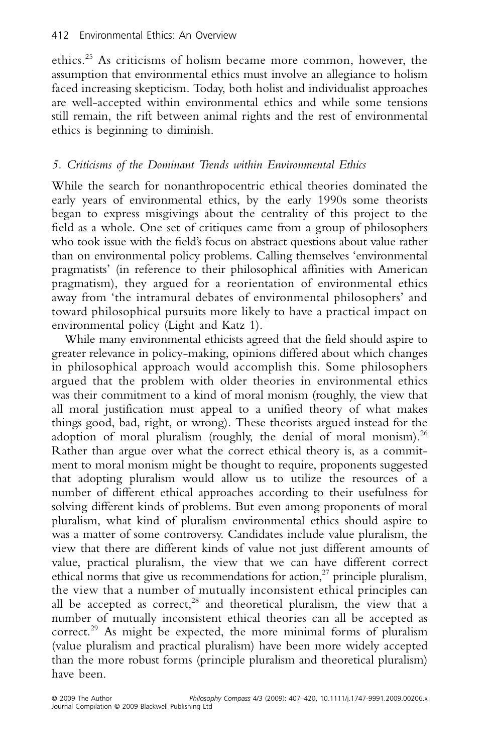ethics.[25] As criticisms of holism became more common, however, the assumption that environmental ethics must involve an allegiance to holism faced increasing skepticism. Today, both holist and individualist approaches are well-accepted within environmental ethics and while some tensions still remain, the rift between animal rights and the rest of environmental ethics is beginning to diminish.

### *5. Criticisms of the Dominant Trends within Environmental Ethics*

While the search for nonanthropocentric ethical theories dominated the early years of environmental ethics, by the early 1990s some theorists began to express misgivings about the centrality of this project to the field as a whole. One set of critiques came from a group of philosophers who took issue with the field's focus on abstract questions about value rather than on environmental policy problems. Calling themselves 'environmental pragmatists' (in reference to their philosophical affinities with American pragmatism), they argued for a reorientation of environmental ethics away from 'the intramural debates of environmental philosophers' and toward philosophical pursuits more likely to have a practical impact on environmental policy (Light and Katz 1).

While many environmental ethicists agreed that the field should aspire to greater relevance in policy-making, opinions differed about which changes in philosophical approach would accomplish this. Some philosophers argued that the problem with older theories in environmental ethics was their commitment to a kind of moral monism (roughly, the view that all moral justification must appeal to a unified theory of what makes things good, bad, right, or wrong). These theorists argued instead for the adoption of moral pluralism (roughly, the denial of moral monism).[26] Rather than argue over what the correct ethical theory is, as a commitment to moral monism might be thought to require, proponents suggested that adopting pluralism would allow us to utilize the resources of a number of different ethical approaches according to their usefulness for solving different kinds of problems. But even among proponents of moral pluralism, what kind of pluralism environmental ethics should aspire to was a matter of some controversy. Candidates include value pluralism, the view that there are different kinds of value not just different amounts of value, practical pluralism, the view that we can have different correct ethical norms that give us recommendations for action,[27] principle pluralism, the view that a number of mutually inconsistent ethical principles can all be accepted as correct,[28] and theoretical pluralism, the view that a number of mutually inconsistent ethical theories can all be accepted as correct.[29] As might be expected, the more minimal forms of pluralism (value pluralism and practical pluralism) have been more widely accepted than the more robust forms (principle pluralism and theoretical pluralism) have been.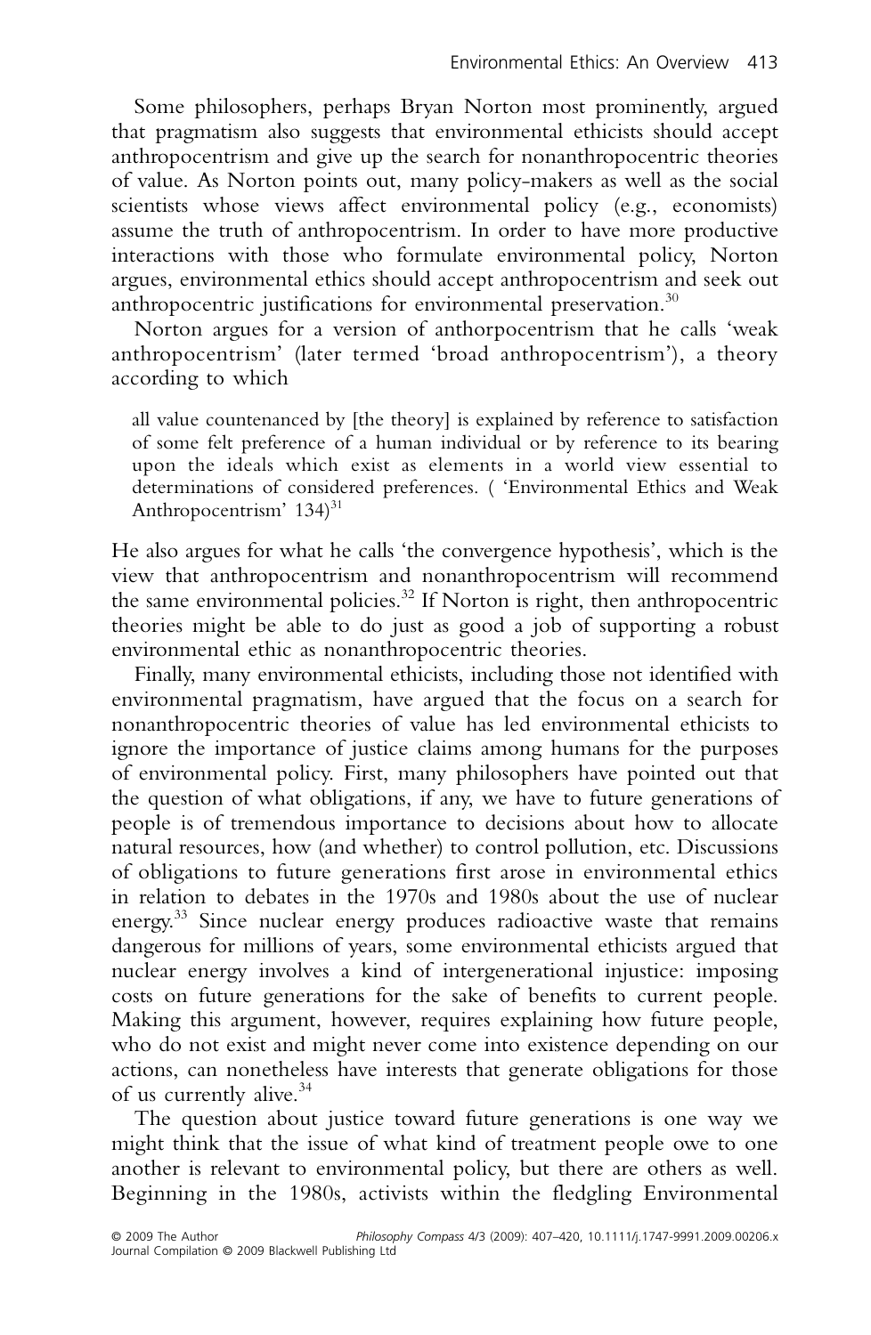Some philosophers, perhaps Bryan Norton most prominently, argued that pragmatism also suggests that environmental ethicists should accept anthropocentrism and give up the search for nonanthropocentric theories of value. As Norton points out, many policy-makers as well as the social scientists whose views affect environmental policy (e.g., economists) assume the truth of anthropocentrism. In order to have more productive interactions with those who formulate environmental policy, Norton argues, environmental ethics should accept anthropocentrism and seek out anthropocentric justifications for environmental preservation.[30]

Norton argues for a version of anthorpocentrism that he calls 'weak anthropocentrism' (later termed 'broad anthropocentrism'), a theory according to which

> all value countenanced by [the theory] is explained by reference to satisfaction of some felt preference of a human individual or by reference to its bearing upon the ideals which exist as elements in a world view essential to determinations of considered preferences. ( 'Environmental Ethics and Weak Anthropocentrism' 134)[31]

He also argues for what he calls 'the convergence hypothesis', which is the view that anthropocentrism and nonanthropocentrism will recommend the same environmental policies.[32] If Norton is right, then anthropocentric theories might be able to do just as good a job of supporting a robust environmental ethic as nonanthropocentric theories.

Finally, many environmental ethicists, including those not identified with environmental pragmatism, have argued that the focus on a search for nonanthropocentric theories of value has led environmental ethicists to ignore the importance of justice claims among humans for the purposes of environmental policy. First, many philosophers have pointed out that the question of what obligations, if any, we have to future generations of people is of tremendous importance to decisions about how to allocate natural resources, how (and whether) to control pollution, etc. Discussions of obligations to future generations first arose in environmental ethics in relation to debates in the 1970s and 1980s about the use of nuclear energy.[33] Since nuclear energy produces radioactive waste that remains dangerous for millions of years, some environmental ethicists argued that nuclear energy involves a kind of intergenerational injustice: imposing costs on future generations for the sake of benefits to current people. Making this argument, however, requires explaining how future people, who do not exist and might never come into existence depending on our actions, can nonetheless have interests that generate obligations for those of us currently alive.[34]

The question about justice toward future generations is one way we might think that the issue of what kind of treatment people owe to one another is relevant to environmental policy, but there are others as well. Beginning in the 1980s, activists within the fledgling Environmental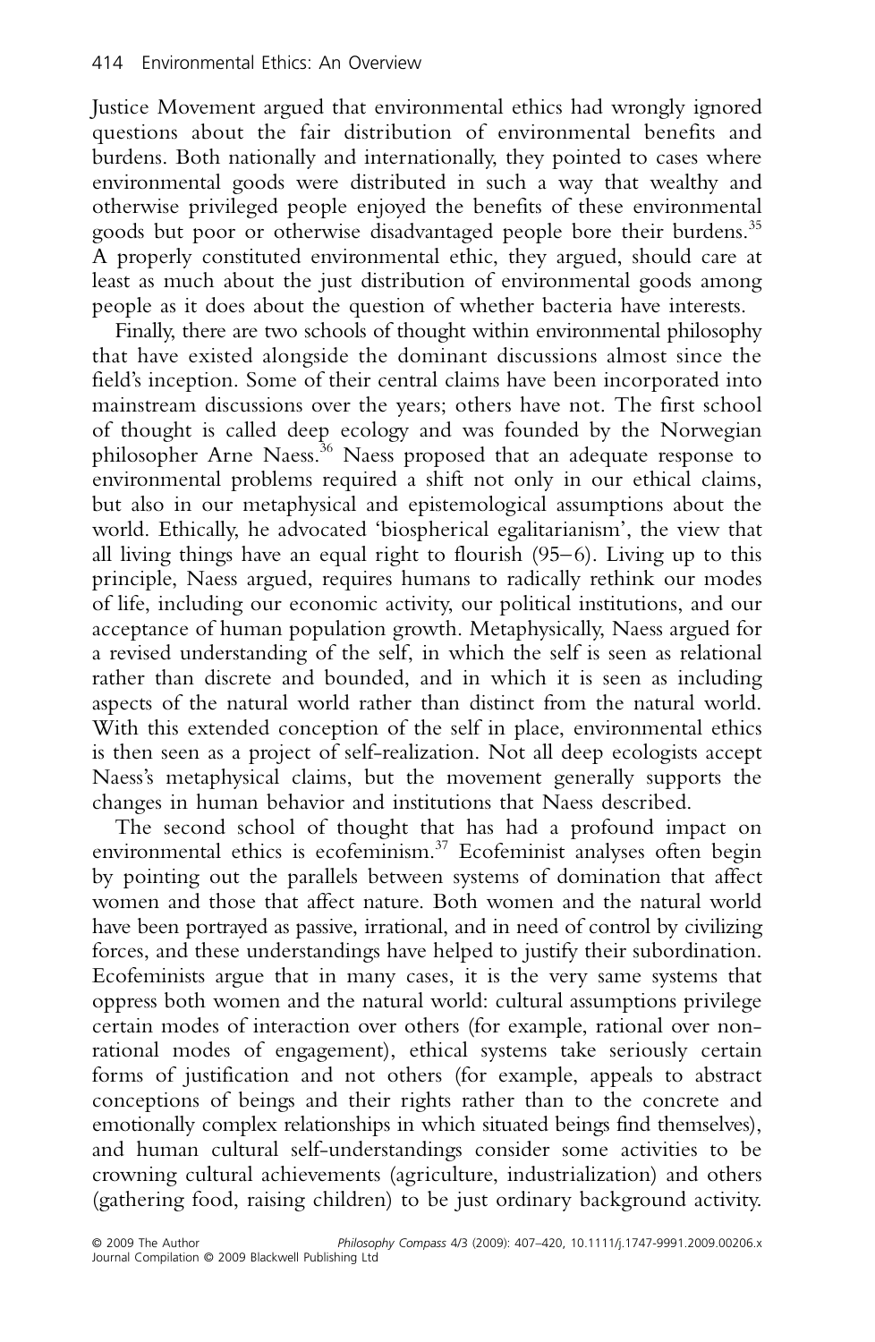Justice Movement argued that environmental ethics had wrongly ignored questions about the fair distribution of environmental benefits and burdens. Both nationally and internationally, they pointed to cases where environmental goods were distributed in such a way that wealthy and otherwise privileged people enjoyed the benefits of these environmental goods but poor or otherwise disadvantaged people bore their burdens.[35] A properly constituted environmental ethic, they argued, should care at least as much about the just distribution of environmental goods among people as it does about the question of whether bacteria have interests.

Finally, there are two schools of thought within environmental philosophy that have existed alongside the dominant discussions almost since the field's inception. Some of their central claims have been incorporated into mainstream discussions over the years; others have not. The first school of thought is called deep ecology and was founded by the Norwegian philosopher Arne Naess.[36] Naess proposed that an adequate response to environmental problems required a shift not only in our ethical claims, but also in our metaphysical and epistemological assumptions about the world. Ethically, he advocated 'biospherical egalitarianism', the view that all living things have an equal right to flourish (95–6). Living up to this principle, Naess argued, requires humans to radically rethink our modes of life, including our economic activity, our political institutions, and our acceptance of human population growth. Metaphysically, Naess argued for a revised understanding of the self, in which the self is seen as relational rather than discrete and bounded, and in which it is seen as including aspects of the natural world rather than distinct from the natural world. With this extended conception of the self in place, environmental ethics is then seen as a project of self-realization. Not all deep ecologists accept Naess's metaphysical claims, but the movement generally supports the changes in human behavior and institutions that Naess described.

The second school of thought that has had a profound impact on environmental ethics is ecofeminism.[37] Ecofeminist analyses often begin by pointing out the parallels between systems of domination that affect women and those that affect nature. Both women and the natural world have been portrayed as passive, irrational, and in need of control by civilizing forces, and these understandings have helped to justify their subordination. Ecofeminists argue that in many cases, it is the very same systems that oppress both women and the natural world: cultural assumptions privilege certain modes of interaction over others (for example, rational over non-rational modes of engagement), ethical systems take seriously certain forms of justification and not others (for example, appeals to abstract conceptions of beings and their rights rather than to the concrete and emotionally complex relationships in which situated beings find themselves), and human cultural self-understandings consider some activities to be crowning cultural achievements (agriculture, industrialization) and others (gathering food, raising children) to be just ordinary background activity.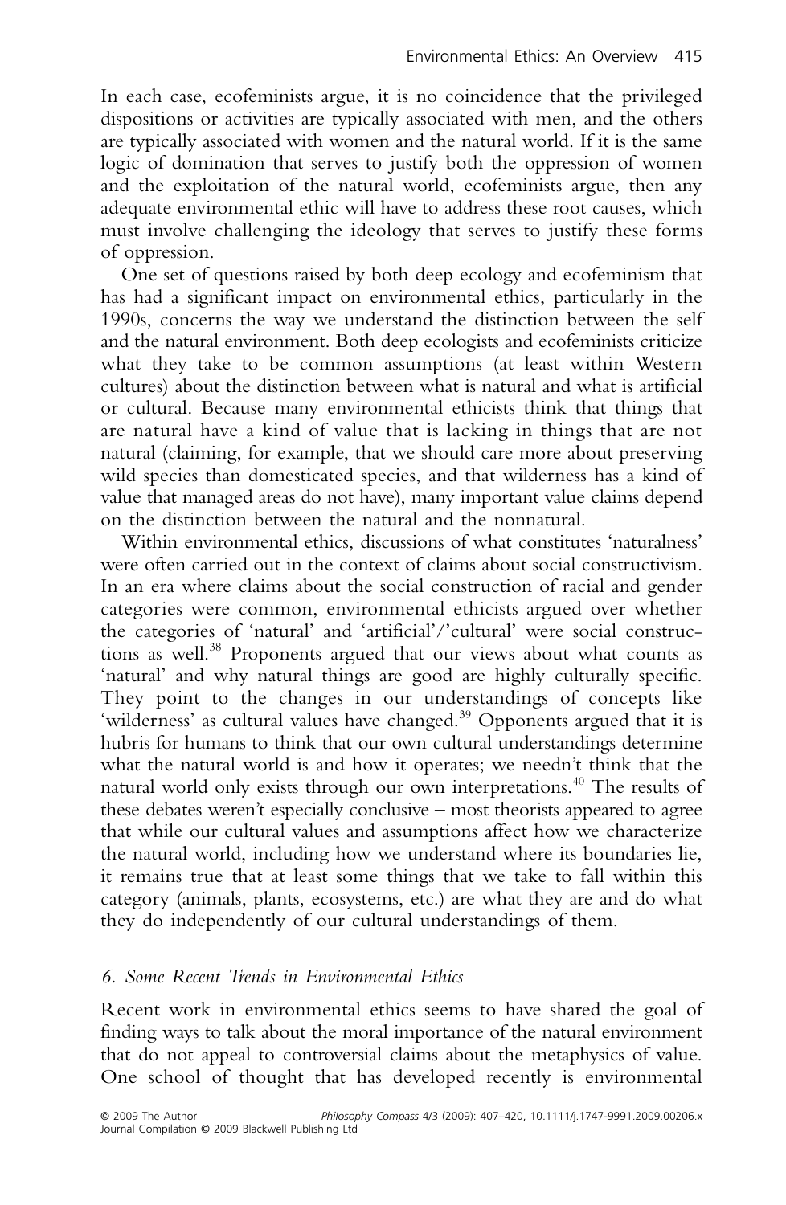In each case, ecofeminists argue, it is no coincidence that the privileged dispositions or activities are typically associated with men, and the others are typically associated with women and the natural world. If it is the same logic of domination that serves to justify both the oppression of women and the exploitation of the natural world, ecofeminists argue, then any adequate environmental ethic will have to address these root causes, which must involve challenging the ideology that serves to justify these forms of oppression.

One set of questions raised by both deep ecology and ecofeminism that has had a significant impact on environmental ethics, particularly in the 1990s, concerns the way we understand the distinction between the self and the natural environment. Both deep ecologists and ecofeminists criticize what they take to be common assumptions (at least within Western cultures) about the distinction between what is natural and what is artificial or cultural. Because many environmental ethicists think that things that are natural have a kind of value that is lacking in things that are not natural (claiming, for example, that we should care more about preserving wild species than domesticated species, and that wilderness has a kind of value that managed areas do not have), many important value claims depend on the distinction between the natural and the nonnatural.

Within environmental ethics, discussions of what constitutes 'naturalness' were often carried out in the context of claims about social constructivism. In an era where claims about the social construction of racial and gender categories were common, environmental ethicists argued over whether the categories of 'natural' and 'artificial'/'cultural' were social constructions as well.[38] Proponents argued that our views about what counts as 'natural' and why natural things are good are highly culturally specific. They point to the changes in our understandings of concepts like 'wilderness' as cultural values have changed.[39] Opponents argued that it is hubris for humans to think that our own cultural understandings determine what the natural world is and how it operates; we needn't think that the natural world only exists through our own interpretations.[40] The results of these debates weren't especially conclusive – most theorists appeared to agree that while our cultural values and assumptions affect how we characterize the natural world, including how we understand where its boundaries lie, it remains true that at least some things that we take to fall within this category (animals, plants, ecosystems, etc.) are what they are and do what they do independently of our cultural understandings of them.

## *6. Some Recent Trends in Environmental Ethics*

Recent work in environmental ethics seems to have shared the goal of finding ways to talk about the moral importance of the natural environment that do not appeal to controversial claims about the metaphysics of value. One school of thought that has developed recently is environmental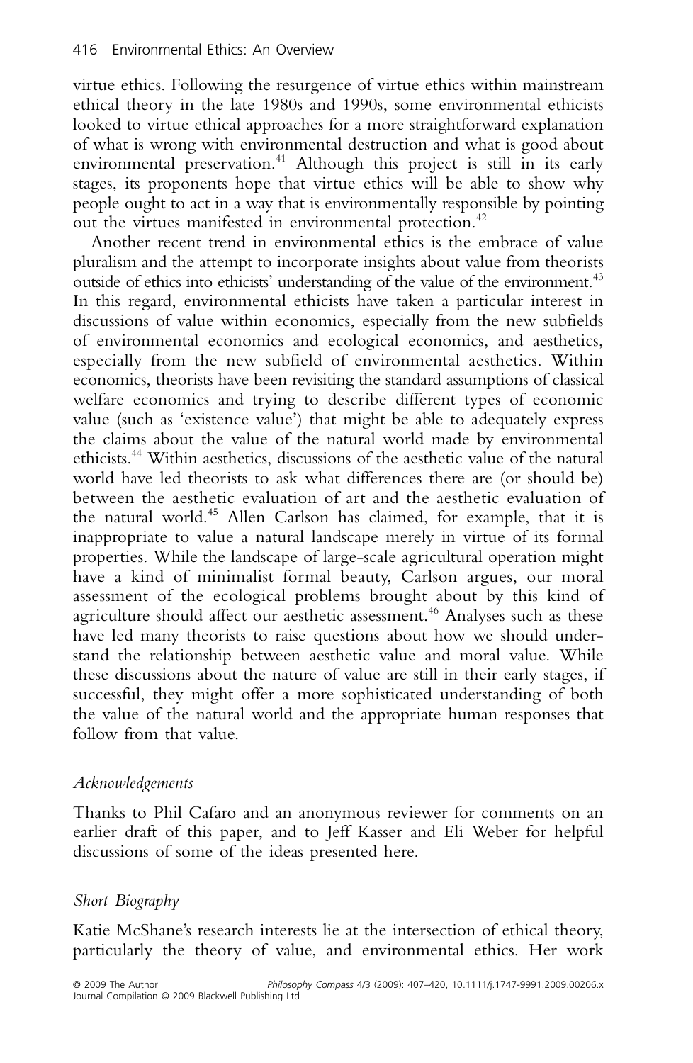virtue ethics. Following the resurgence of virtue ethics within mainstream ethical theory in the late 1980s and 1990s, some environmental ethicists looked to virtue ethical approaches for a more straightforward explanation of what is wrong with environmental destruction and what is good about environmental preservation.[41] Although this project is still in its early stages, its proponents hope that virtue ethics will be able to show why people ought to act in a way that is environmentally responsible by pointing out the virtues manifested in environmental protection.[42]

Another recent trend in environmental ethics is the embrace of value pluralism and the attempt to incorporate insights about value from theorists outside of ethics into ethicists' understanding of the value of the environment.[43] In this regard, environmental ethicists have taken a particular interest in discussions of value within economics, especially from the new subfields of environmental economics and ecological economics, and aesthetics, especially from the new subfield of environmental aesthetics. Within economics, theorists have been revisiting the standard assumptions of classical welfare economics and trying to describe different types of economic value (such as 'existence value') that might be able to adequately express the claims about the value of the natural world made by environmental ethicists.[44] Within aesthetics, discussions of the aesthetic value of the natural world have led theorists to ask what differences there are (or should be) between the aesthetic evaluation of art and the aesthetic evaluation of the natural world.[45] Allen Carlson has claimed, for example, that it is inappropriate to value a natural landscape merely in virtue of its formal properties. While the landscape of large-scale agricultural operation might have a kind of minimalist formal beauty, Carlson argues, our moral assessment of the ecological problems brought about by this kind of agriculture should affect our aesthetic assessment.[46] Analyses such as these have led many theorists to raise questions about how we should understand the relationship between aesthetic value and moral value. While these discussions about the nature of value are still in their early stages, if successful, they might offer a more sophisticated understanding of both the value of the natural world and the appropriate human responses that follow from that value.

### *Acknowledgements*

Thanks to Phil Cafaro and an anonymous reviewer for comments on an earlier draft of this paper, and to Jeff Kasser and Eli Weber for helpful discussions of some of the ideas presented here.

### *Short Biography*

Katie McShane's research interests lie at the intersection of ethical theory, particularly the theory of value, and environmental ethics. Her work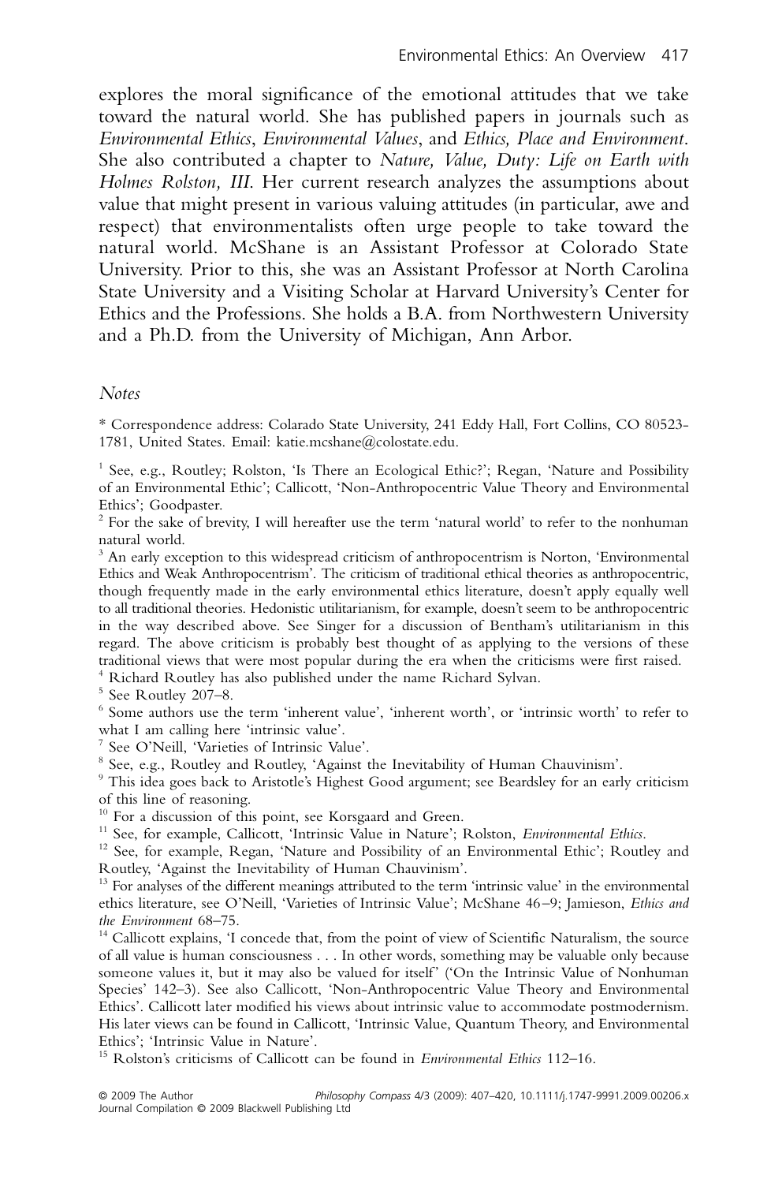explores the moral significance of the emotional attitudes that we take toward the natural world. She has published papers in journals such as *Environmental Ethics*, *Environmental Values*, and *Ethics, Place and Environment*. She also contributed a chapter to *Nature, Value, Duty: Life on Earth with Holmes Rolston, III*. Her current research analyzes the assumptions about value that might present in various valuing attitudes (in particular, awe and respect) that environmentalists often urge people to take toward the natural world. McShane is an Assistant Professor at Colorado State University. Prior to this, she was an Assistant Professor at North Carolina State University and a Visiting Scholar at Harvard University's Center for Ethics and the Professions. She holds a B.A. from Northwestern University and a Ph.D. from the University of Michigan, Ann Arbor.

### *Notes*

\* Correspondence address: Colorado State University, 241 Eddy Hall, Fort Collins, CO 80523-1781, United States. Email: katie.mcshane@colostate.edu.

[1] See, e.g., Routley; Rolston, 'Is There an Ecological Ethic?'; Regan, 'Nature and Possibility of an Environmental Ethic'; Callicott, 'Non-Anthropocentric Value Theory and Environmental Ethics'; Goodpaster.

[2] For the sake of brevity, I will hereafter use the term 'natural world' to refer to the nonhuman natural world.

[3] An early exception to this widespread criticism of anthropocentrism is Norton, 'Environmental Ethics and Weak Anthropocentrism'. The criticism of traditional ethical theories as anthropocentric, though frequently made in the early environmental ethics literature, doesn't apply equally well to all traditional theories. Hedonistic utilitarianism, for example, doesn't seem to be anthropocentric in the way described above. See Singer for a discussion of Bentham's utilitarianism in this regard. The above criticism is probably best thought of as applying to the versions of these traditional views that were most popular during the era when the criticisms were first raised.

[4] Richard Routley has also published under the name Richard Sylvan.

[5] See Routley 207–8.

[6] Some authors use the term 'inherent value', 'inherent worth', or 'intrinsic worth' to refer to what I am calling here 'intrinsic value'.

[7] See O'Neill, 'Varieties of Intrinsic Value'.

[8] See, e.g., Routley and Routley, 'Against the Inevitability of Human Chauvinism'.

[9] This idea goes back to Aristotle's Highest Good argument; see Beardsley for an early criticism of this line of reasoning.

[10] For a discussion of this point, see Korsgaard and Green.

[11] See, for example, Callicott, 'Intrinsic Value in Nature'; Rolston, *Environmental Ethics*.

[12] See, for example, Regan, 'Nature and Possibility of an Environmental Ethic'; Routley and Routley, 'Against the Inevitability of Human Chauvinism'.

[13] For analyses of the different meanings attributed to the term 'intrinsic value' in the environmental ethics literature, see O'Neill, 'Varieties of Intrinsic Value'; McShane 46–9; Jamieson, *Ethics and the Environment* 68–75.

[14] Callicott explains, 'I concede that, from the point of view of Scientific Naturalism, the source of all value is human consciousness . . . In other words, something may be valuable only because someone values it, but it may also be valued for itself' ('On the Intrinsic Value of Nonhuman Species' 142–3). See also Callicott, 'Non-Anthropocentric Value Theory and Environmental Ethics'. Callicott later modified his views about intrinsic value to accommodate postmodernism. His later views can be found in Callicott, 'Intrinsic Value, Quantum Theory, and Environmental Ethics'; 'Intrinsic Value in Nature'.

[15] Rolston's criticisms of Callicott can be found in *Environmental Ethics* 112–16.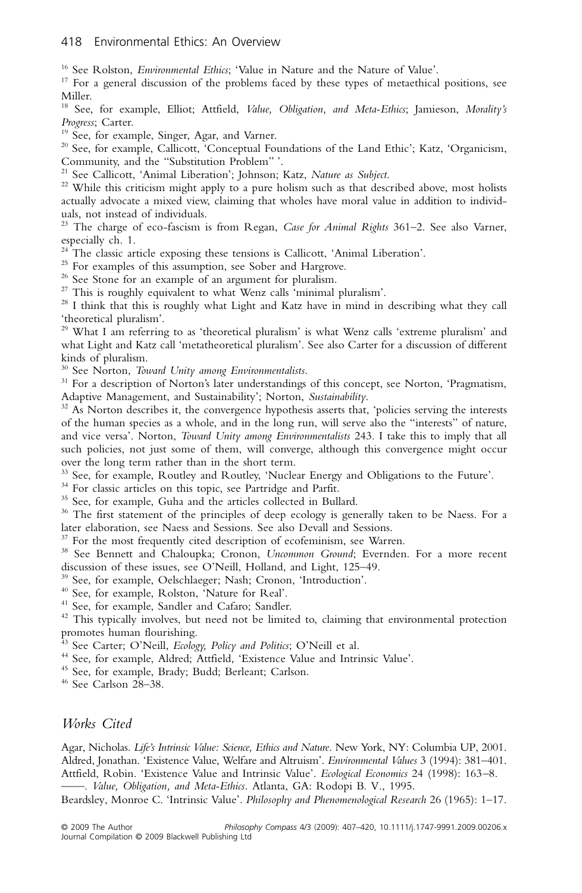[16] See Rolston, *Environmental Ethics*; 'Value in Nature and the Nature of Value'.

[17] For a general discussion of the problems faced by these types of metaethical positions, see Miller.

[18] See, for example, Elliot; Attfield, *Value, Obligation, and Meta-Ethics*; Jamieson, *Morality's Progress*; Carter.

[19] See, for example, Singer, Agar, and Varner.

[20] See, for example, Callicott, 'Conceptual Foundations of the Land Ethic'; Katz, 'Organicism, Community, and the "Substitution Problem" '.

[21] See Callicott, 'Animal Liberation'; Johnson; Katz, *Nature as Subject*.

[22] While this criticism might apply to a pure holism such as that described above, most holists actually advocate a mixed view, claiming that wholes have moral value in addition to individuals, not instead of individuals.

[23] The charge of eco-fascism is from Regan, *Case for Animal Rights* 361–2. See also Varner, especially ch. 1.

[24] The classic article exposing these tensions is Callicott, 'Animal Liberation'.

[25] For examples of this assumption, see Sober and Hargrove.

[26] See Stone for an example of an argument for pluralism.

[27] This is roughly equivalent to what Wenz calls 'minimal pluralism'.

[28] I think that this is roughly what Light and Katz have in mind in describing what they call 'theoretical pluralism'.

[29] What I am referring to as 'theoretical pluralism' is what Wenz calls 'extreme pluralism' and what Light and Katz call 'metatheoretical pluralism'. See also Carter for a discussion of different kinds of pluralism.

[30] See Norton, *Toward Unity among Environmentalists*.

[31] For a description of Norton's later understandings of this concept, see Norton, 'Pragmatism, Adaptive Management, and Sustainability'; Norton, *Sustainability*.

[32] As Norton describes it, the convergence hypothesis asserts that, 'policies serving the interests of the human species as a whole, and in the long run, will serve also the "interests" of nature, and vice versa'. Norton, *Toward Unity among Environmentalists* 243. I take this to imply that all such policies, not just some of them, will converge, although this convergence might occur over the long term rather than in the short term.

[33] See, for example, Routley and Routley, 'Nuclear Energy and Obligations to the Future'.

[34] For classic articles on this topic, see Partridge and Parfit.

[35] See, for example, Guha and the articles collected in Bullard.

[36] The first statement of the principles of deep ecology is generally taken to be Naess. For a later elaboration, see Naess and Sessions. See also Devall and Sessions.

[37] For the most frequently cited description of ecofeminism, see Warren.

[38] See Bennett and Chaloupka; Cronon, *Uncommon Ground*; Evernden. For a more recent discussion of these issues, see O'Neill, Holland, and Light, 125–49.

[39] See, for example, Oelschlaeger; Nash; Cronon, 'Introduction'.

[40] See, for example, Rolston, 'Nature for Real'.

[41] See, for example, Sandler and Cafaro; Sandler.

[42] This typically involves, but need not be limited to, claiming that environmental protection promotes human flourishing.

[43] See Carter; O'Neill, *Ecology, Policy and Politics*; O'Neill et al.

[44] See, for example, Aldred; Attfield, 'Existence Value and Intrinsic Value'.

[45] See, for example, Brady; Budd; Berleant; Carlson.

[46] See Carlson 28–38.

## *Works Cited*

Agar, Nicholas. *Life's Intrinsic Value: Science, Ethics and Nature*. New York, NY: Columbia UP, 2001.

Aldred, Jonathan. 'Existence Value, Welfare and Altruism'. *Environmental Values* 3 (1994): 381–401.

Attfield, Robin. 'Existence Value and Intrinsic Value'. *Ecological Economics* 24 (1998): 163–8.

——. *Value, Obligation, and Meta-Ethics*. Atlanta, GA: Rodopi B. V., 1995.

Beardsley, Monroe C. 'Intrinsic Value'. *Philosophy and Phenomenological Research* 26 (1965): 1–17.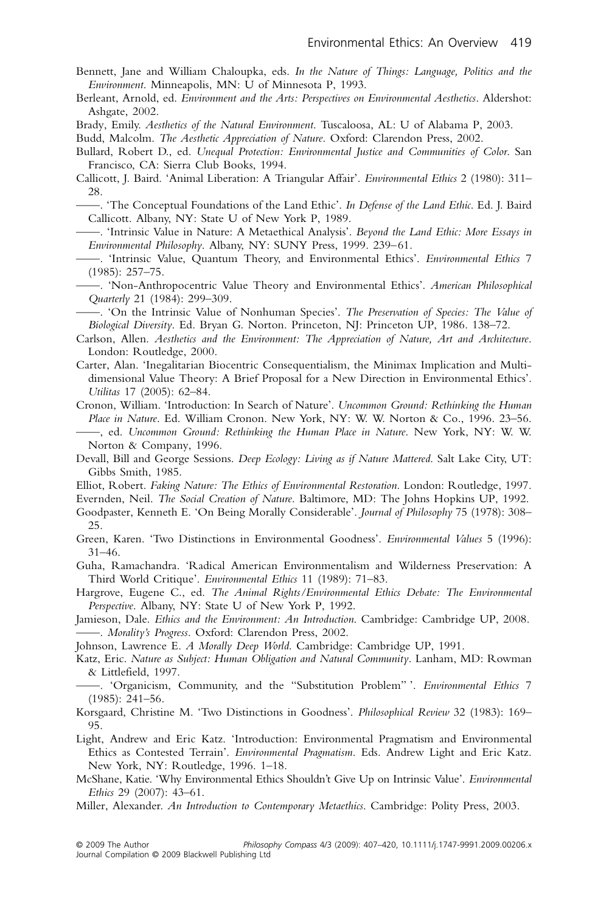Bennett, Jane and William Chaloupka, eds. *In the Nature of Things: Language, Politics and the Environment*. Minneapolis, MN: U of Minnesota P, 1993.

Berleant, Arnold, ed. *Environment and the Arts: Perspectives on Environmental Aesthetics*. Aldershot: Ashgate, 2002.

Brady, Emily. *Aesthetics of the Natural Environment*. Tuscaloosa, AL: U of Alabama P, 2003.

Budd, Malcolm. *The Aesthetic Appreciation of Nature*. Oxford: Clarendon Press, 2002.

Bullard, Robert D., ed. *Unequal Protection: Environmental Justice and Communities of Color*. San Francisco, CA: Sierra Club Books, 1994.

Callicott, J. Baird. 'Animal Liberation: A Triangular Affair'. *Environmental Ethics* 2 (1980): 311–28.

——. 'The Conceptual Foundations of the Land Ethic'. *In Defense of the Land Ethic*. Ed. J. Baird Callicott. Albany, NY: State U of New York P, 1989.

——. 'Intrinsic Value in Nature: A Metaethical Analysis'. *Beyond the Land Ethic: More Essays in Environmental Philosophy*. Albany, NY: SUNY Press, 1999. 239–61.

——. 'Intrinsic Value, Quantum Theory, and Environmental Ethics'. *Environmental Ethics* 7 (1985): 257–75.

——. 'Non-Anthropocentric Value Theory and Environmental Ethics'. *American Philosophical Quarterly* 21 (1984): 299–309.

——. 'On the Intrinsic Value of Nonhuman Species'. *The Preservation of Species: The Value of Biological Diversity*. Ed. Bryan G. Norton. Princeton, NJ: Princeton UP, 1986. 138–72.

Carlson, Allen. *Aesthetics and the Environment: The Appreciation of Nature, Art and Architecture*. London: Routledge, 2000.

Carter, Alan. 'Inegalitarian Biocentric Consequentialism, the Minimax Implication and Multidimensional Value Theory: A Brief Proposal for a New Direction in Environmental Ethics'. *Utilitas* 17 (2005): 62–84.

Cronon, William. 'Introduction: In Search of Nature'. *Uncommon Ground: Rethinking the Human Place in Nature*. Ed. William Cronon. New York, NY: W. W. Norton & Co., 1996. 23–56.

——, ed. *Uncommon Ground: Rethinking the Human Place in Nature*. New York, NY: W. W. Norton & Company, 1996.

Devall, Bill and George Sessions. *Deep Ecology: Living as if Nature Mattered*. Salt Lake City, UT: Gibbs Smith, 1985.

Elliot, Robert. *Faking Nature: The Ethics of Environmental Restoration*. London: Routledge, 1997.

Evernden, Neil. *The Social Creation of Nature*. Baltimore, MD: The Johns Hopkins UP, 1992.

Goodpaster, Kenneth E. 'On Being Morally Considerable'. *Journal of Philosophy* 75 (1978): 308–25.

Green, Karen. 'Two Distinctions in Environmental Goodness'. *Environmental Values* 5 (1996): 31–46.

Guha, Ramachandra. 'Radical American Environmentalism and Wilderness Preservation: A Third World Critique'. *Environmental Ethics* 11 (1989): 71–83.

Hargrove, Eugene C., ed. *The Animal Rights/Environmental Ethics Debate: The Environmental Perspective*. Albany, NY: State U of New York P, 1992.

Jamieson, Dale. *Ethics and the Environment: An Introduction*. Cambridge: Cambridge UP, 2008.

——. *Morality's Progress*. Oxford: Clarendon Press, 2002.

Johnson, Lawrence E. *A Morally Deep World*. Cambridge: Cambridge UP, 1991.

Katz, Eric. *Nature as Subject: Human Obligation and Natural Community*. Lanham, MD: Rowman & Littlefield, 1997.

——. 'Organicism, Community, and the "Substitution Problem"'. *Environmental Ethics* 7 (1985): 241–56.

Korsgaard, Christine M. 'Two Distinctions in Goodness'. *Philosophical Review* 32 (1983): 169–95.

Light, Andrew and Eric Katz. 'Introduction: Environmental Pragmatism and Environmental Ethics as Contested Terrain'. *Environmental Pragmatism*. Eds. Andrew Light and Eric Katz. New York, NY: Routledge, 1996. 1–18.

McShane, Katie. 'Why Environmental Ethics Shouldn't Give Up on Intrinsic Value'. *Environmental Ethics* 29 (2007): 43–61.

Miller, Alexander. *An Introduction to Contemporary Metaethics*. Cambridge: Polity Press, 2003.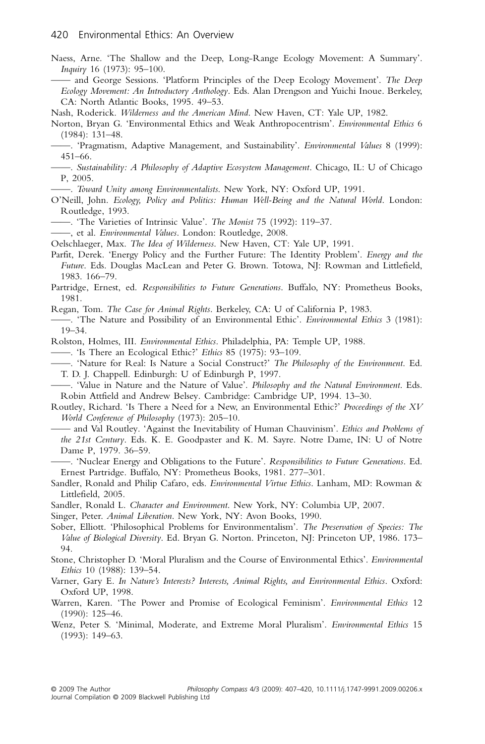Naess, Arne. 'The Shallow and the Deep, Long-Range Ecology Movement: A Summary'. *Inquiry* 16 (1973): 95–100.

—— and George Sessions. 'Platform Principles of the Deep Ecology Movement'. *The Deep Ecology Movement: An Introductory Anthology*. Eds. Alan Drengson and Yuichi Inoue. Berkeley, CA: North Atlantic Books, 1995. 49–53.

Nash, Roderick. *Wilderness and the American Mind*. New Haven, CT: Yale UP, 1982.

Norton, Bryan G. 'Environmental Ethics and Weak Anthropocentrism'. *Environmental Ethics* 6 (1984): 131–48.

——. 'Pragmatism, Adaptive Management, and Sustainability'. *Environmental Values* 8 (1999): 451–66.

——. *Sustainability: A Philosophy of Adaptive Ecosystem Management*. Chicago, IL: U of Chicago P, 2005.

——. *Toward Unity among Environmentalists*. New York, NY: Oxford UP, 1991.

O'Neill, John. *Ecology, Policy and Politics: Human Well-Being and the Natural World*. London: Routledge, 1993.

——. 'The Varieties of Intrinsic Value'. *The Monist* 75 (1992): 119–37.

——, et al. *Environmental Values*. London: Routledge, 2008.

Oelschlaeger, Max. *The Idea of Wilderness*. New Haven, CT: Yale UP, 1991.

Parfit, Derek. 'Energy Policy and the Further Future: The Identity Problem'. *Energy and the Future*. Eds. Douglas MacLean and Peter G. Brown. Totowa, NJ: Rowman and Littlefield, 1983. 166–79.

Partridge, Ernest, ed. *Responsibilities to Future Generations*. Buffalo, NY: Prometheus Books, 1981.

Regan, Tom. *The Case for Animal Rights*. Berkeley, CA: U of California P, 1983.

——. 'The Nature and Possibility of an Environmental Ethic'. *Environmental Ethics* 3 (1981): 19–34.

Rolston, Holmes, III. *Environmental Ethics*. Philadelphia, PA: Temple UP, 1988.

——. 'Is There an Ecological Ethic?' *Ethics* 85 (1975): 93–109.

——. 'Nature for Real: Is Nature a Social Construct?' *The Philosophy of the Environment*. Ed. T. D. J. Chappell. Edinburgh: U of Edinburgh P, 1997.

——. 'Value in Nature and the Nature of Value'. *Philosophy and the Natural Environment*. Eds. Robin Attfield and Andrew Belsey. Cambridge: Cambridge UP, 1994. 13–30.

Routley, Richard. 'Is There a Need for a New, an Environmental Ethic?' *Proceedings of the XV World Conference of Philosophy* (1973): 205–10.

—— and Val Routley. 'Against the Inevitability of Human Chauvinism'. *Ethics and Problems of the 21st Century*. Eds. K. E. Goodpaster and K. M. Sayre. Notre Dame, IN: U of Notre Dame P, 1979. 36–59.

——. 'Nuclear Energy and Obligations to the Future'. *Responsibilities to Future Generations*. Ed. Ernest Partridge. Buffalo, NY: Prometheus Books, 1981. 277–301.

Sandler, Ronald and Philip Cafaro, eds. *Environmental Virtue Ethics*. Lanham, MD: Rowman & Littlefield, 2005.

Sandler, Ronald L. *Character and Environment*. New York, NY: Columbia UP, 2007.

Singer, Peter. *Animal Liberation*. New York, NY: Avon Books, 1990.

Sober, Elliott. 'Philosophical Problems for Environmentalism'. *The Preservation of Species: The Value of Biological Diversity*. Ed. Bryan G. Norton. Princeton, NJ: Princeton UP, 1986. 173–94.

Stone, Christopher D. 'Moral Pluralism and the Course of Environmental Ethics'. *Environmental Ethics* 10 (1988): 139–54.

Varner, Gary E. *In Nature's Interests? Interests, Animal Rights, and Environmental Ethics*. Oxford: Oxford UP, 1998.

Warren, Karen. 'The Power and Promise of Ecological Feminism'. *Environmental Ethics* 12 (1990): 125–46.

Wenz, Peter S. 'Minimal, Moderate, and Extreme Moral Pluralism'. *Environmental Ethics* 15 (1993): 149–63.